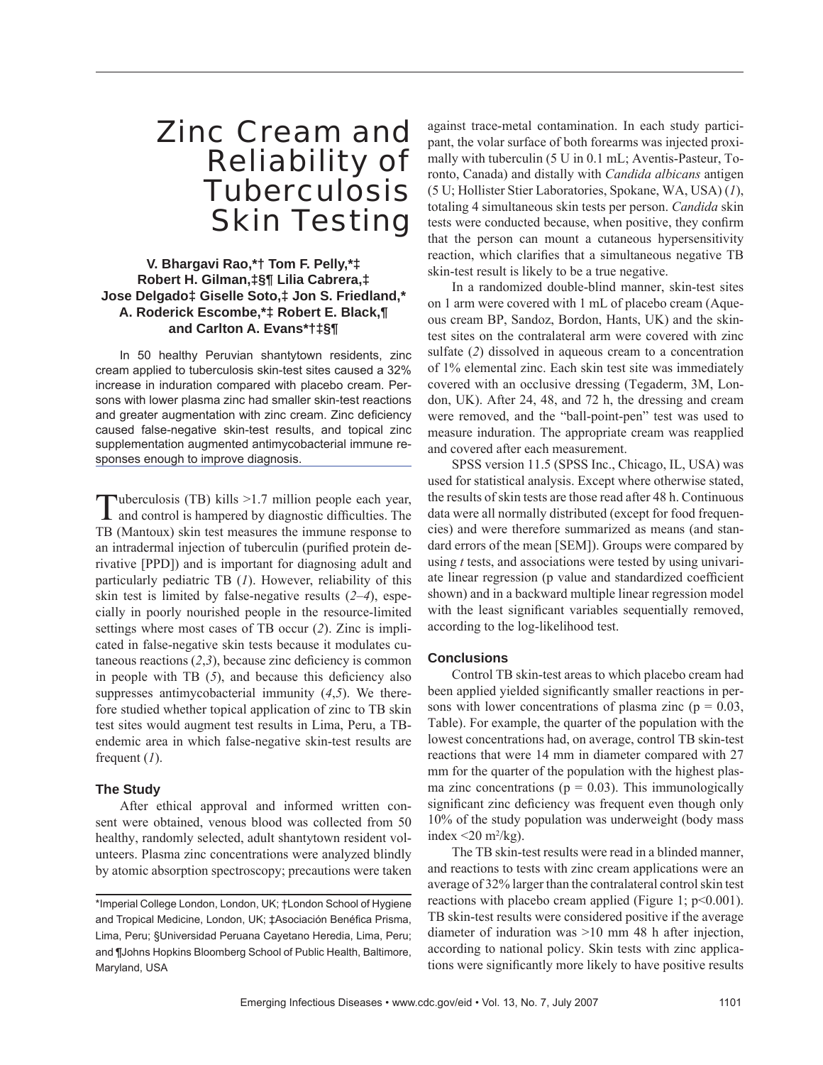# Zinc Cream and Reliability of Tuberculosis Skin Testing

**V. Bhargavi Rao,*† Tom F. Pelly,*‡ Robert H. Gilman,‡§¶ Lilia Cabrera,‡ Jose Delgado‡ Giselle Soto,‡ Jon S. Friedland,* A. Roderick Escombe,*‡ Robert E. Black,¶ and Carlton A. Evans*†‡§¶**

In 50 healthy Peruvian shantytown residents, zinc cream applied to tuberculosis skin-test sites caused a 32% increase in induration compared with placebo cream. Persons with lower plasma zinc had smaller skin-test reactions and greater augmentation with zinc cream. Zinc deficiency caused false-negative skin-test results, and topical zinc supplementation augmented antimycobacterial immune responses enough to improve diagnosis.

Tuberculosis (TB) kills >1.7 million people each year, and control is hampered by diagnostic difficulties. The TB (Mantoux) skin test measures the immune response to an intradermal injection of tuberculin (purified protein derivative [PPD]) and is important for diagnosing adult and particularly pediatric TB (*1*). However, reliability of this skin test is limited by false-negative results (*2*–*4*), especially in poorly nourished people in the resource-limited settings where most cases of TB occur (*2*). Zinc is implicated in false-negative skin tests because it modulates cutaneous reactions (*2*,*3*), because zinc deficiency is common in people with TB (*5*), and because this deficiency also suppresses antimycobacterial immunity (*4*,*5*). We therefore studied whether topical application of zinc to TB skin test sites would augment test results in Lima, Peru, a TB-endemic area in which false-negative skin-test results are frequent (*1*).

## The Study

After ethical approval and informed written consent were obtained, venous blood was collected from 50 healthy, randomly selected, adult shantytown resident volunteers. Plasma zinc concentrations were analyzed blindly by atomic absorption spectroscopy; precautions were taken against trace-metal contamination. In each study participant, the volar surface of both forearms was injected proximally with tuberculin (5 U in 0.1 mL; Aventis-Pasteur, Toronto, Canada) and distally with *Candida albicans* antigen (5 U; Hollister Stier Laboratories, Spokane, WA, USA) (*1*), totaling 4 simultaneous skin tests per person. *Candida* skin tests were conducted because, when positive, they confirm that the person can mount a cutaneous hypersensitivity reaction, which clarifies that a simultaneous negative TB skin-test result is likely to be a true negative.

In a randomized double-blind manner, skin-test sites on 1 arm were covered with 1 mL of placebo cream (Aqueous cream BP, Sandoz, Bordon, Hants, UK) and the skin-test sites on the contralateral arm were covered with zinc sulfate (*2*) dissolved in aqueous cream to a concentration of 1% elemental zinc. Each skin test site was immediately covered with an occlusive dressing (Tegaderm, 3M, London, UK). After 24, 48, and 72 h, the dressing and cream were removed, and the "ball-point-pen" test was used to measure induration. The appropriate cream was reapplied and covered after each measurement.

SPSS version 11.5 (SPSS Inc., Chicago, IL, USA) was used for statistical analysis. Except where otherwise stated, the results of skin tests are those read after 48 h. Continuous data were all normally distributed (except for food frequencies) and were therefore summarized as means (and standard errors of the mean [SEM]). Groups were compared by using *t* tests, and associations were tested by using univariate linear regression (p value and standardized coefficient shown) and in a backward multiple linear regression model with the least significant variables sequentially removed, according to the log-likelihood test.

## Conclusions

Control TB skin-test areas to which placebo cream had been applied yielded significantly smaller reactions in persons with lower concentrations of plasma zinc ($p = 0.03$, Table). For example, the quarter of the population with the lowest concentrations had, on average, control TB skin-test reactions that were 14 mm in diameter compared with 27 mm for the quarter of the population with the highest plasma zinc concentrations ($p = 0.03$). This immunologically significant zinc deficiency was frequent even though only 10% of the study population was underweight (body mass index <20 $m^2$/kg).

The TB skin-test results were read in a blinded manner, and reactions to tests with zinc cream applications were an average of 32% larger than the contralateral control skin test reactions with placebo cream applied (Figure 1; $p<0.001$). TB skin-test results were considered positive if the average diameter of induration was >10 mm 48 h after injection, according to national policy. Skin tests with zinc applications were significantly more likely to have positive results

*Imperial College London, London, UK; †London School of Hygiene and Tropical Medicine, London, UK; ‡Asociación Benéfica Prisma, Lima, Peru; §Universidad Peruana Cayetano Heredia, Lima, Peru; and ¶Johns Hopkins Bloomberg School of Public Health, Baltimore, Maryland, USA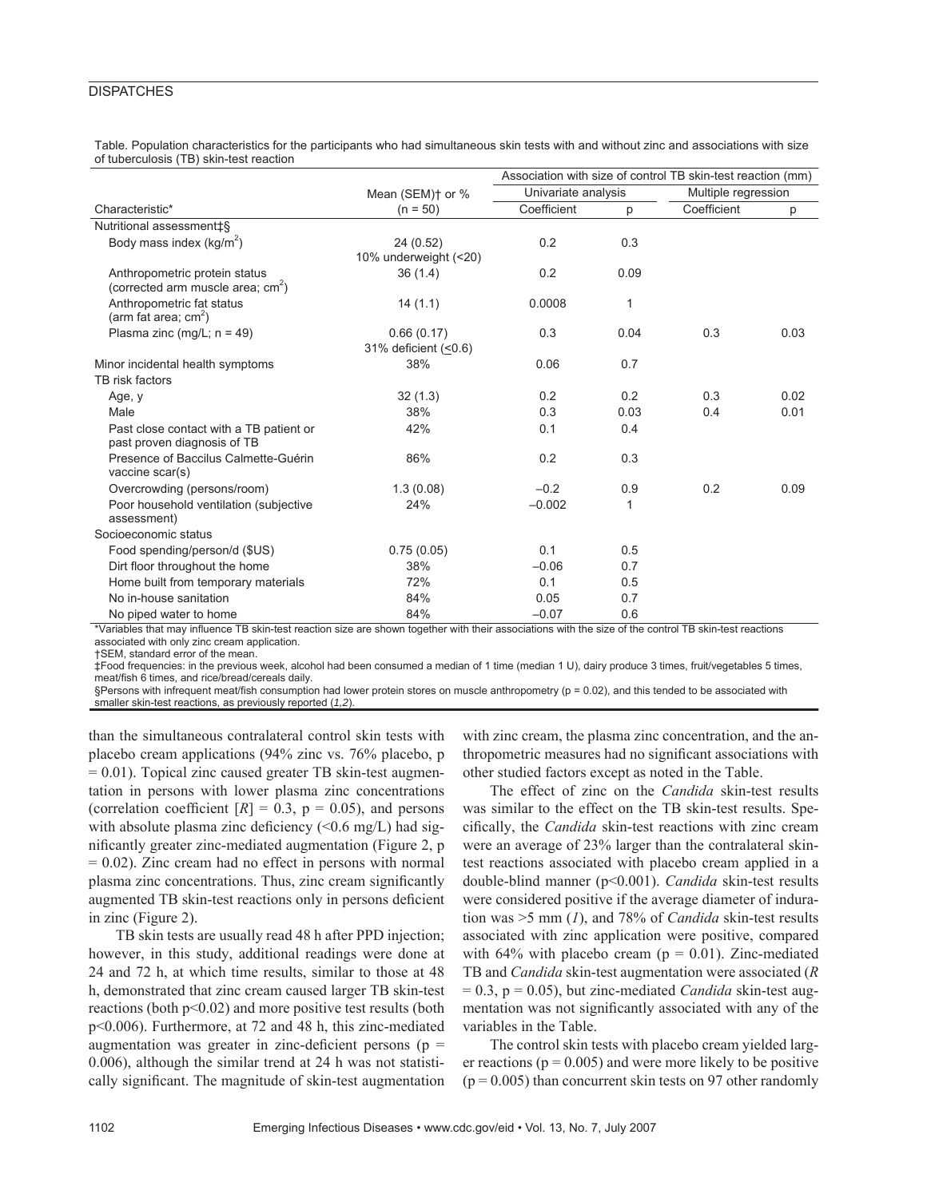Table. Population characteristics for the participants who had simultaneous skin tests with and without zinc and associations with size of tuberculosis (TB) skin-test reaction

| Characteristic* | Mean (SEM)† or % (n = 50) | Association with size of control TB skin-test reaction (mm) | | | |
|---|---|---|---|---|---|
| | | Univariate analysis | | Multiple regression | |
| | | Coefficient | p | Coefficient | p |
| Nutritional assessment‡§ | | | | | |
| Body mass index (kg/m$^2$) | 24 (0.52) 10% underweight (<20) | 0.2 | 0.3 | | |
| Anthropometric protein status (corrected arm muscle area; cm$^2$) | 36 (1.4) | 0.2 | 0.09 | | |
| Anthropometric fat status (arm fat area; cm$^2$) | 14 (1.1) | 0.0008 | 1 | | |
| Plasma zinc (mg/L; n = 49) | 0.66 (0.17) 31% deficient (≤0.6) | 0.3 | 0.04 | 0.3 | 0.03 |
| Minor incidental health symptoms | 38% | 0.06 | 0.7 | | |
| TB risk factors | | | | | |
| Age, y | 32 (1.3) | 0.2 | 0.2 | 0.3 | 0.02 |
| Male | 38% | 0.3 | 0.03 | 0.4 | 0.01 |
| Past close contact with a TB patient or past proven diagnosis of TB | 42% | 0.1 | 0.4 | | |
| Presence of Baccilus Calmette-Guérin vaccine scar(s) | 86% | 0.2 | 0.3 | | |
| Overcrowding (persons/room) | 1.3 (0.08) | –0.2 | 0.9 | 0.2 | 0.09 |
| Poor household ventilation (subjective assessment) | 24% | –0.002 | 1 | | |
| Socioeconomic status | | | | | |
| Food spending/person/d ($US) | 0.75 (0.05) | 0.1 | 0.5 | | |
| Dirt floor throughout the home | 38% | –0.06 | 0.7 | | |
| Home built from temporary materials | 72% | 0.1 | 0.5 | | |
| No in-house sanitation | 84% | 0.05 | 0.7 | | |
| No piped water to home | 84% | –0.07 | 0.6 | | |

*Variables that may influence TB skin-test reaction size are shown together with their associations with the size of the control TB skin-test reactions associated with only zinc cream application.
†SEM, standard error of the mean.
‡Food frequencies: in the previous week, alcohol had been consumed a median of 1 time (median 1 U), dairy produce 3 times, fruit/vegetables 5 times, meat/fish 6 times, and rice/bread/cereals daily.
§Persons with infrequent meat/fish consumption had lower protein stores on muscle anthropometry (p = 0.02), and this tended to be associated with smaller skin-test reactions, as previously reported (*1*,*2*).

than the simultaneous contralateral control skin tests with placebo cream applications (94% zinc vs. 76% placebo, p = 0.01). Topical zinc caused greater TB skin-test augmentation in persons with lower plasma zinc concentrations (correlation coefficient [$R$] = 0.3, p = 0.05), and persons with absolute plasma zinc deficiency (<0.6 mg/L) had significantly greater zinc-mediated augmentation (Figure 2, p = 0.02). Zinc cream had no effect in persons with normal plasma zinc concentrations. Thus, zinc cream significantly augmented TB skin-test reactions only in persons deficient in zinc (Figure 2).

TB skin tests are usually read 48 h after PPD injection; however, in this study, additional readings were done at 24 and 72 h, at which time results, similar to those at 48 h, demonstrated that zinc cream caused larger TB skin-test reactions (both p<0.02) and more positive test results (both p<0.006). Furthermore, at 72 and 48 h, this zinc-mediated augmentation was greater in zinc-deficient persons (p = 0.006), although the similar trend at 24 h was not statistically significant. The magnitude of skin-test augmentation with zinc cream, the plasma zinc concentration, and the anthropometric measures had no significant associations with other studied factors except as noted in the Table.

The effect of zinc on the *Candida* skin-test results was similar to the effect on the TB skin-test results. Specifically, the *Candida* skin-test reactions with zinc cream were an average of 23% larger than the contralateral skin-test reactions associated with placebo cream applied in a double-blind manner (p<0.001). *Candida* skin-test results were considered positive if the average diameter of induration was >5 mm (*1*), and 78% of *Candida* skin-test results associated with zinc application were positive, compared with 64% with placebo cream (p = 0.01). Zinc-mediated TB and *Candida* skin-test augmentation were associated ($R$ = 0.3, p = 0.05), but zinc-mediated *Candida* skin-test augmentation was not significantly associated with any of the variables in the Table.

The control skin tests with placebo cream yielded larger reactions (p = 0.005) and were more likely to be positive (p = 0.005) than concurrent skin tests on 97 other randomly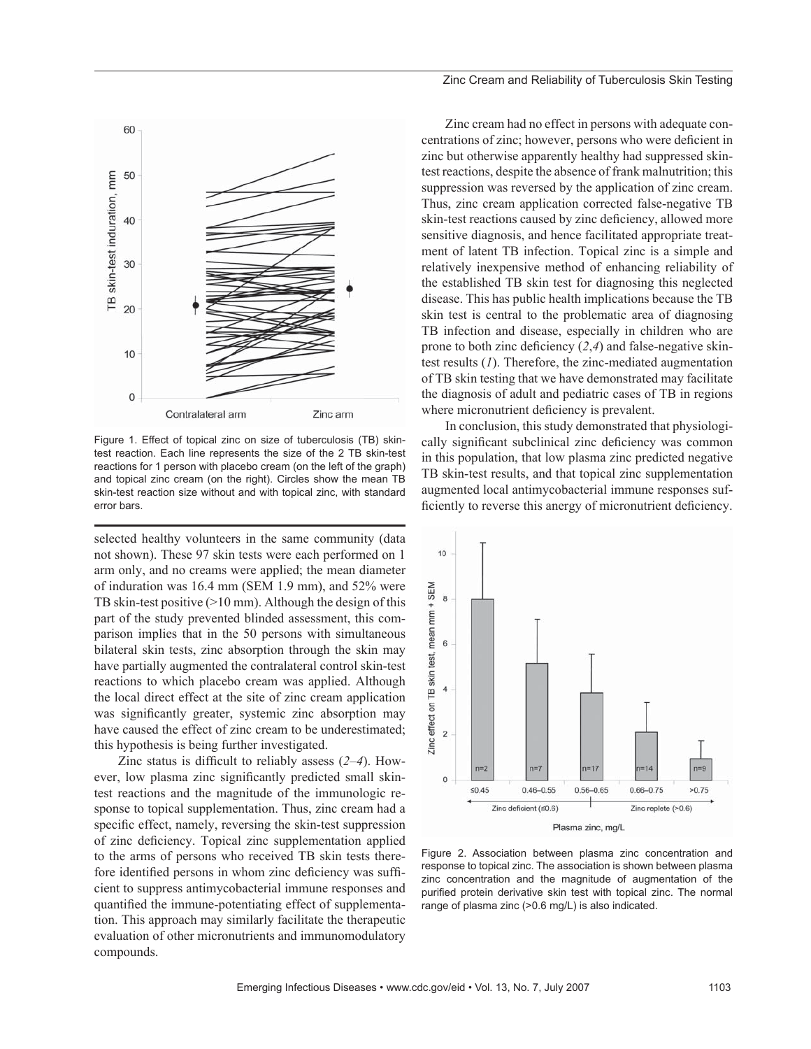Figure 1. Effect of topical zinc on size of tuberculosis (TB) skin-test reaction. Each line represents the size of the 2 TB skin-test reactions for 1 person with placebo cream (on the left of the graph) and topical zinc cream (on the right). Circles show the mean TB skin-test reaction size without and with topical zinc, with standard error bars.

selected healthy volunteers in the same community (data not shown). These 97 skin tests were each performed on 1 arm only, and no creams were applied; the mean diameter of induration was 16.4 mm (SEM 1.9 mm), and 52% were TB skin-test positive (>10 mm). Although the design of this part of the study prevented blinded assessment, this comparison implies that in the 50 persons with simultaneous bilateral skin tests, zinc absorption through the skin may have partially augmented the contralateral control skin-test reactions to which placebo cream was applied. Although the local direct effect at the site of zinc cream application was significantly greater, systemic zinc absorption may have caused the effect of zinc cream to be underestimated; this hypothesis is being further investigated.

Zinc status is difficult to reliably assess (*2*–*4*). However, low plasma zinc significantly predicted small skin-test reactions and the magnitude of the immunologic response to topical supplementation. Thus, zinc cream had a specific effect, namely, reversing the skin-test suppression of zinc deficiency. Topical zinc supplementation applied to the arms of persons who received TB skin tests therefore identified persons in whom zinc deficiency was sufficient to suppress antimycobacterial immune responses and quantified the immune-potentiating effect of supplementation. This approach may similarly facilitate the therapeutic evaluation of other micronutrients and immunomodulatory compounds.

Zinc cream had no effect in persons with adequate concentrations of zinc; however, persons who were deficient in zinc but otherwise apparently healthy had suppressed skin-test reactions, despite the absence of frank malnutrition; this suppression was reversed by the application of zinc cream. Thus, zinc cream application corrected false-negative TB skin-test reactions caused by zinc deficiency, allowed more sensitive diagnosis, and hence facilitated appropriate treatment of latent TB infection. Topical zinc is a simple and relatively inexpensive method of enhancing reliability of the established TB skin test for diagnosing this neglected disease. This has public health implications because the TB skin test is central to the problematic area of diagnosing TB infection and disease, especially in children who are prone to both zinc deficiency (*2*,*4*) and false-negative skin-test results (*1*). Therefore, the zinc-mediated augmentation of TB skin testing that we have demonstrated may facilitate the diagnosis of adult and pediatric cases of TB in regions where micronutrient deficiency is prevalent.

In conclusion, this study demonstrated that physiologically significant subclinical zinc deficiency was common in this population, that low plasma zinc predicted negative TB skin-test results, and that topical zinc supplementation augmented local antimycobacterial immune responses sufficiently to reverse this anergy of micronutrient deficiency.

Figure 2. Association between plasma zinc concentration and response to topical zinc. The association is shown between plasma zinc concentration and the magnitude of augmentation of the purified protein derivative skin test with topical zinc. The normal range of plasma zinc (>0.6 mg/L) is also indicated.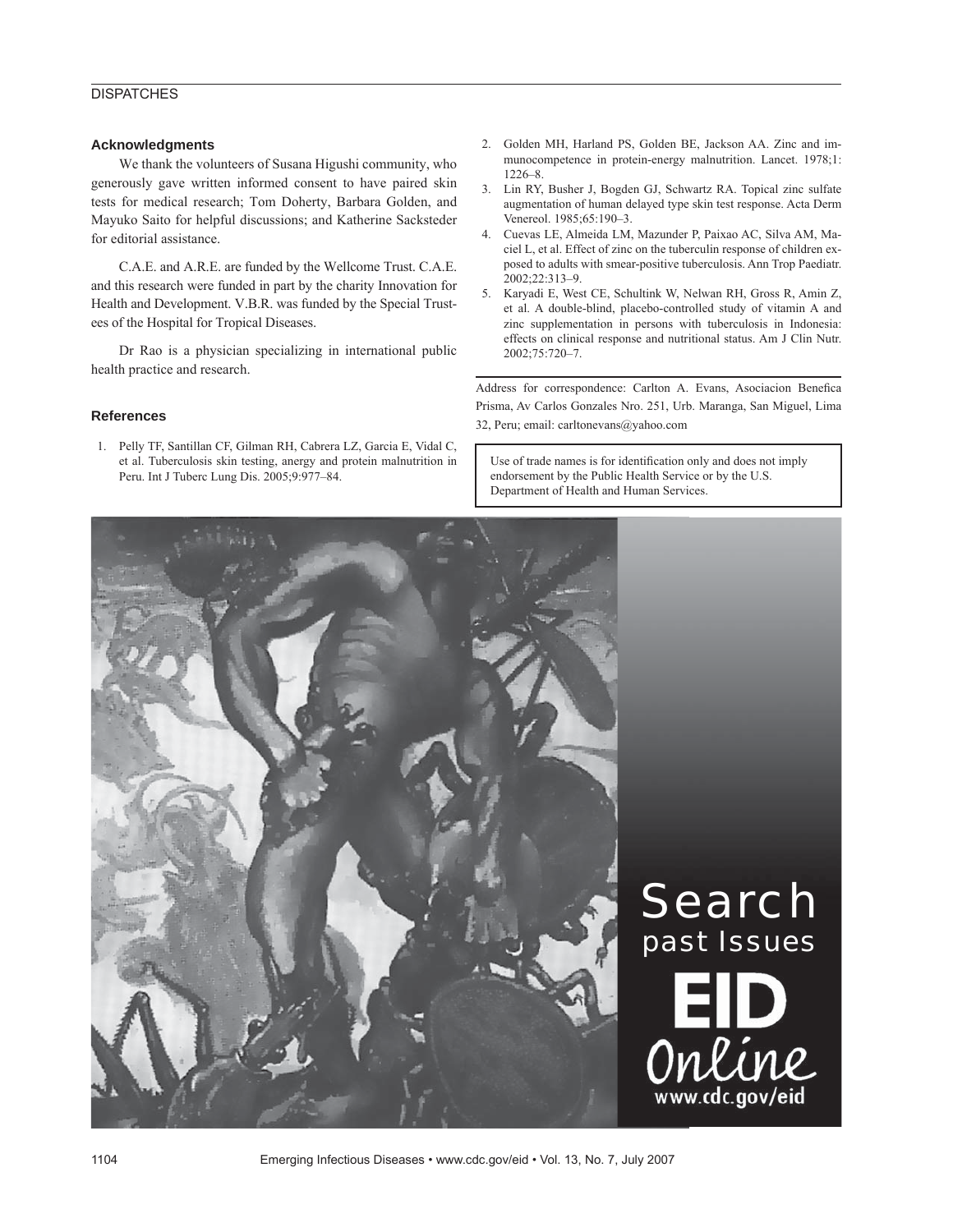### Acknowledgments

We thank the volunteers of Susana Higushi community, who generously gave written informed consent to have paired skin tests for medical research; Tom Doherty, Barbara Golden, and Mayuko Saito for helpful discussions; and Katherine Sacksteder for editorial assistance.

C.A.E. and A.R.E. are funded by the Wellcome Trust. C.A.E. and this research were funded in part by the charity Innovation for Health and Development. V.B.R. was funded by the Special Trustees of the Hospital for Tropical Diseases.

Dr Rao is a physician specializing in international public health practice and research.

### References

1. Pelly TF, Santillan CF, Gilman RH, Cabrera LZ, Garcia E, Vidal C, et al. Tuberculosis skin testing, anergy and protein malnutrition in Peru. Int J Tuberc Lung Dis. 2005;9:977–84.
2. Golden MH, Harland PS, Golden BE, Jackson AA. Zinc and immunocompetence in protein-energy malnutrition. Lancet. 1978;1:1226–8.
3. Lin RY, Busher J, Bogden GJ, Schwartz RA. Topical zinc sulfate augmentation of human delayed type skin test response. Acta Derm Venereol. 1985;65:190–3.
4. Cuevas LE, Almeida LM, Mazunder P, Paixao AC, Silva AM, Maciel L, et al. Effect of zinc on the tuberculin response of children exposed to adults with smear-positive tuberculosis. Ann Trop Paediatr. 2002;22:313–9.
5. Karyadi E, West CE, Schultink W, Nelwan RH, Gross R, Amin Z, et al. A double-blind, placebo-controlled study of vitamin A and zinc supplementation in persons with tuberculosis in Indonesia: effects on clinical response and nutritional status. Am J Clin Nutr. 2002;75:720–7.

Address for correspondence: Carlton A. Evans, Asociacion Benefica Prisma, Av Carlos Gonzales Nro. 251, Urb. Maranga, San Miguel, Lima 32, Peru; email: carltonevans@yahoo.com

Use of trade names is for identification only and does not imply endorsement by the Public Health Service or by the U.S. Department of Health and Human Services.

Search past Issues

EID Online

www.cdc.gov/eid